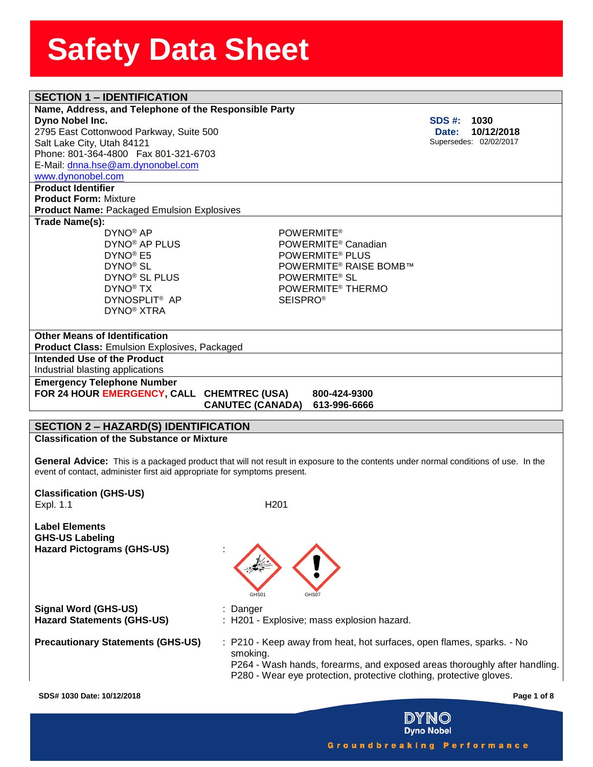# Safety Data Sheet

## SECTION 1 – IDENTIFICATION

**Name, Address, and Telephone of the Responsible Party**

**Dyno Nobel Inc.**
2795 East Cottonwood Parkway, Suite 500
Salt Lake City, Utah 84121
Phone: 801-364-4800 Fax 801-321-6703
E-Mail: dnna.hse@am.dynonobel.com
www.dynonobel.com

**SDS #:** 1030
**Date:** 10/12/2018
Supersedes: 02/02/2017

**Product Identifier**
**Product Form:** Mixture
**Product Name:** Packaged Emulsion Explosives

**Trade Name(s):**

| | |
|---|---|
| DYNO® AP | POWERMITE® |
| DYNO® AP PLUS | POWERMITE® Canadian |
| DYNO® E5 | POWERMITE® PLUS |
| DYNO® SL | POWERMITE® RAISE BOMB™ |
| DYNO® SL PLUS | POWERMITE® SL |
| DYNO® TX | POWERMITE® THERMO |
| DYNOSPLIT® AP | SEISPRO® |
| DYNO® XTRA | |

**Other Means of Identification**
**Product Class:** Emulsion Explosives, Packaged

**Intended Use of the Product**
Industrial blasting applications

**Emergency Telephone Number**
**FOR 24 HOUR EMERGENCY, CALL** **CHEMTREC (USA) 800-424-9300**
**CANUTEC (CANADA) 613-996-6666**

## SECTION 2 – HAZARD(S) IDENTIFICATION

**Classification of the Substance or Mixture**

**General Advice:** This is a packaged product that will not result in exposure to the contents under normal conditions of use. In the event of contact, administer first aid appropriate for symptoms present.

**Classification (GHS-US)**
Expl. 1.1 H201

**Label Elements**
**GHS-US Labeling**
**Hazard Pictograms (GHS-US)** : GHS01 GHS07

**Signal Word (GHS-US)** : Danger
**Hazard Statements (GHS-US)** : H201 - Explosive; mass explosion hazard.

**Precautionary Statements (GHS-US)** : P210 - Keep away from heat, hot surfaces, open flames, sparks. - No smoking.
P264 - Wash hands, forearms, and exposed areas thoroughly after handling.
P280 - Wear eye protection, protective clothing, protective gloves.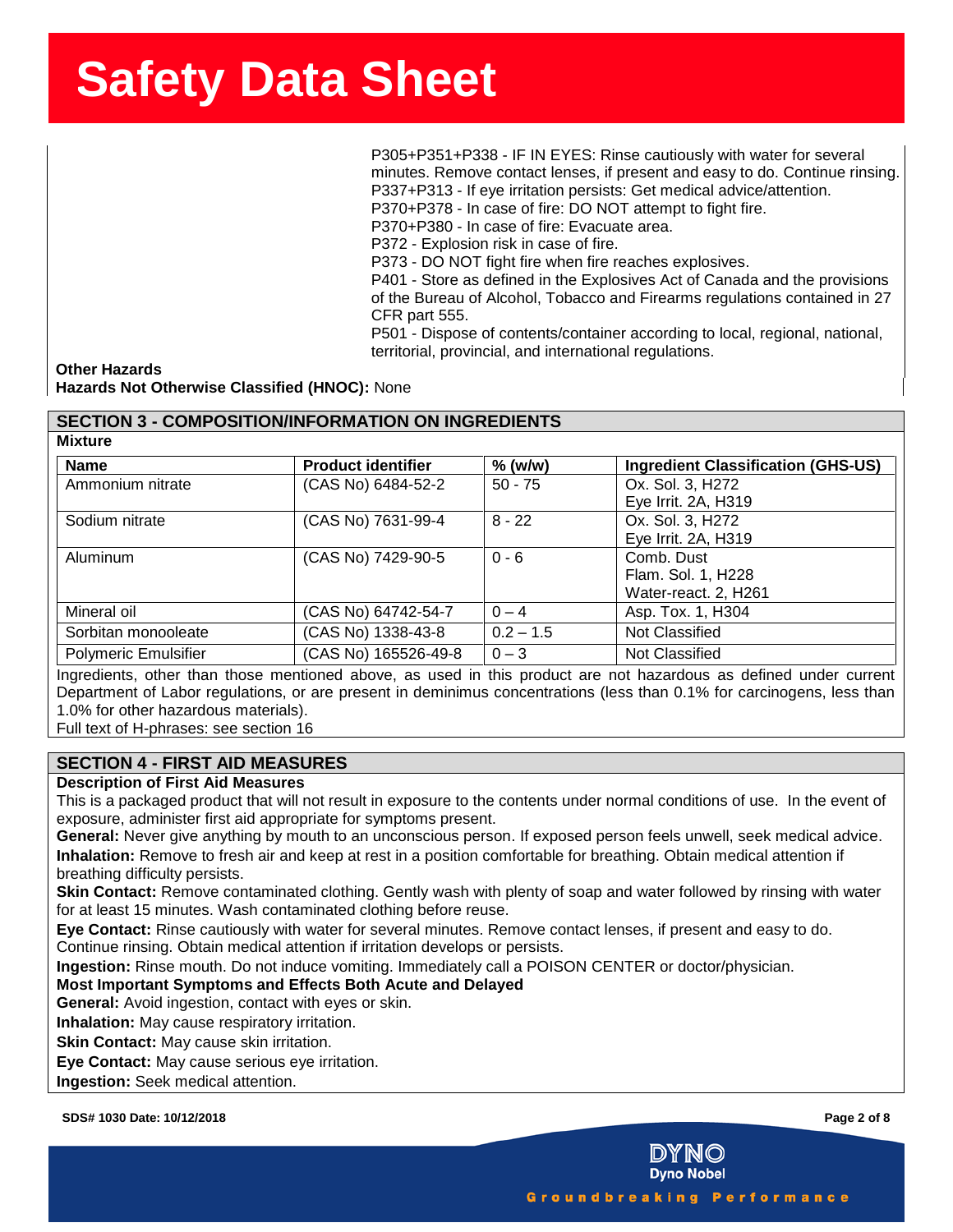P305+P351+P338 - IF IN EYES: Rinse cautiously with water for several minutes. Remove contact lenses, if present and easy to do. Continue rinsing.
P337+P313 - If eye irritation persists: Get medical advice/attention.
P370+P378 - In case of fire: DO NOT attempt to fight fire.
P370+P380 - In case of fire: Evacuate area.
P372 - Explosion risk in case of fire.
P373 - DO NOT fight fire when fire reaches explosives.
P401 - Store as defined in the Explosives Act of Canada and the provisions of the Bureau of Alcohol, Tobacco and Firearms regulations contained in 27 CFR part 555.
P501 - Dispose of contents/container according to local, regional, national, territorial, provincial, and international regulations.

**Other Hazards**

**Hazards Not Otherwise Classified (HNOC):** None

## SECTION 3 - COMPOSITION/INFORMATION ON INGREDIENTS

**Mixture**

| Name | Product identifier | % (w/w) | Ingredient Classification (GHS-US) |
|---|---|---|---|
| Ammonium nitrate | (CAS No) 6484-52-2 | 50 - 75 | Ox. Sol. 3, H272<br>Eye Irrit. 2A, H319 |
| Sodium nitrate | (CAS No) 7631-99-4 | 8 - 22 | Ox. Sol. 3, H272<br>Eye Irrit. 2A, H319 |
| Aluminum | (CAS No) 7429-90-5 | 0 - 6 | Comb. Dust<br>Flam. Sol. 1, H228<br>Water-react. 2, H261 |
| Mineral oil | (CAS No) 64742-54-7 | 0 – 4 | Asp. Tox. 1, H304 |
| Sorbitan monooleate | (CAS No) 1338-43-8 | 0.2 – 1.5 | Not Classified |
| Polymeric Emulsifier | (CAS No) 165526-49-8 | 0 – 3 | Not Classified |

Ingredients, other than those mentioned above, as used in this product are not hazardous as defined under current Department of Labor regulations, or are present in deminimus concentrations (less than 0.1% for carcinogens, less than 1.0% for other hazardous materials).

Full text of H-phrases: see section 16

## SECTION 4 - FIRST AID MEASURES

**Description of First Aid Measures**

This is a packaged product that will not result in exposure to the contents under normal conditions of use. In the event of exposure, administer first aid appropriate for symptoms present.

**General:** Never give anything by mouth to an unconscious person. If exposed person feels unwell, seek medical advice.

**Inhalation:** Remove to fresh air and keep at rest in a position comfortable for breathing. Obtain medical attention if breathing difficulty persists.

**Skin Contact:** Remove contaminated clothing. Gently wash with plenty of soap and water followed by rinsing with water for at least 15 minutes. Wash contaminated clothing before reuse.

**Eye Contact:** Rinse cautiously with water for several minutes. Remove contact lenses, if present and easy to do. Continue rinsing. Obtain medical attention if irritation develops or persists.

**Ingestion:** Rinse mouth. Do not induce vomiting. Immediately call a POISON CENTER or doctor/physician.

**Most Important Symptoms and Effects Both Acute and Delayed**

**General:** Avoid ingestion, contact with eyes or skin.

**Inhalation:** May cause respiratory irritation.

**Skin Contact:** May cause skin irritation.

**Eye Contact:** May cause serious eye irritation.

**Ingestion:** Seek medical attention.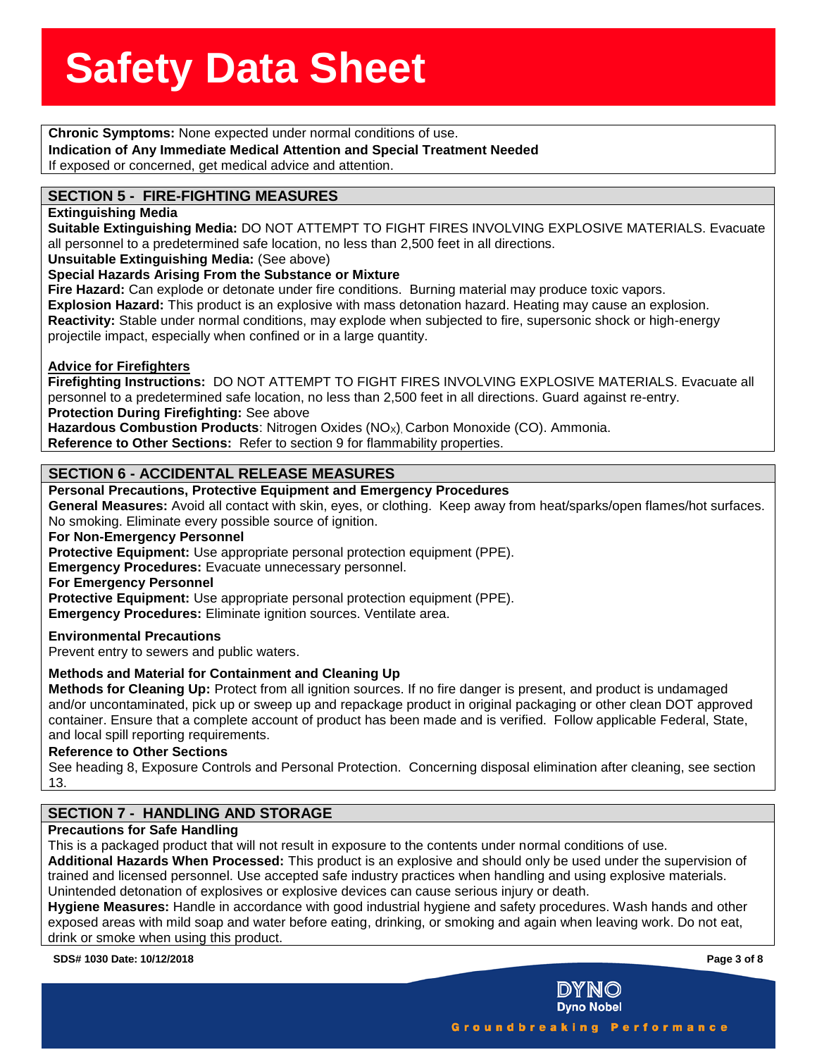**Chronic Symptoms:** None expected under normal conditions of use.

**Indication of Any Immediate Medical Attention and Special Treatment Needed**

If exposed or concerned, get medical advice and attention.

## SECTION 5 - FIRE-FIGHTING MEASURES

**Extinguishing Media**

**Suitable Extinguishing Media:** DO NOT ATTEMPT TO FIGHT FIRES INVOLVING EXPLOSIVE MATERIALS. Evacuate all personnel to a predetermined safe location, no less than 2,500 feet in all directions.

**Unsuitable Extinguishing Media:** (See above)

**Special Hazards Arising From the Substance or Mixture**

**Fire Hazard:** Can explode or detonate under fire conditions. Burning material may produce toxic vapors.

**Explosion Hazard:** This product is an explosive with mass detonation hazard. Heating may cause an explosion.

**Reactivity:** Stable under normal conditions, may explode when subjected to fire, supersonic shock or high-energy projectile impact, especially when confined or in a large quantity.

**Advice for Firefighters**

**Firefighting Instructions:** DO NOT ATTEMPT TO FIGHT FIRES INVOLVING EXPLOSIVE MATERIALS. Evacuate all personnel to a predetermined safe location, no less than 2,500 feet in all directions. Guard against re-entry.

**Protection During Firefighting:** See above

**Hazardous Combustion Products**: Nitrogen Oxides ($NO_X$), Carbon Monoxide (CO). Ammonia.

**Reference to Other Sections:** Refer to section 9 for flammability properties.

## SECTION 6 - ACCIDENTAL RELEASE MEASURES

**Personal Precautions, Protective Equipment and Emergency Procedures**

**General Measures:** Avoid all contact with skin, eyes, or clothing. Keep away from heat/sparks/open flames/hot surfaces. No smoking. Eliminate every possible source of ignition.

**For Non-Emergency Personnel**

**Protective Equipment:** Use appropriate personal protection equipment (PPE).

**Emergency Procedures:** Evacuate unnecessary personnel.

**For Emergency Personnel**

**Protective Equipment:** Use appropriate personal protection equipment (PPE).

**Emergency Procedures:** Eliminate ignition sources. Ventilate area.

**Environmental Precautions**

Prevent entry to sewers and public waters.

**Methods and Material for Containment and Cleaning Up**

**Methods for Cleaning Up:** Protect from all ignition sources. If no fire danger is present, and product is undamaged and/or uncontaminated, pick up or sweep up and repackage product in original packaging or other clean DOT approved container. Ensure that a complete account of product has been made and is verified. Follow applicable Federal, State, and local spill reporting requirements.

**Reference to Other Sections**

See heading 8, Exposure Controls and Personal Protection. Concerning disposal elimination after cleaning, see section 13.

## SECTION 7 - HANDLING AND STORAGE

**Precautions for Safe Handling**

This is a packaged product that will not result in exposure to the contents under normal conditions of use.

**Additional Hazards When Processed:** This product is an explosive and should only be used under the supervision of trained and licensed personnel. Use accepted safe industry practices when handling and using explosive materials. Unintended detonation of explosives or explosive devices can cause serious injury or death.

**Hygiene Measures:** Handle in accordance with good industrial hygiene and safety procedures. Wash hands and other exposed areas with mild soap and water before eating, drinking, or smoking and again when leaving work. Do not eat, drink or smoke when using this product.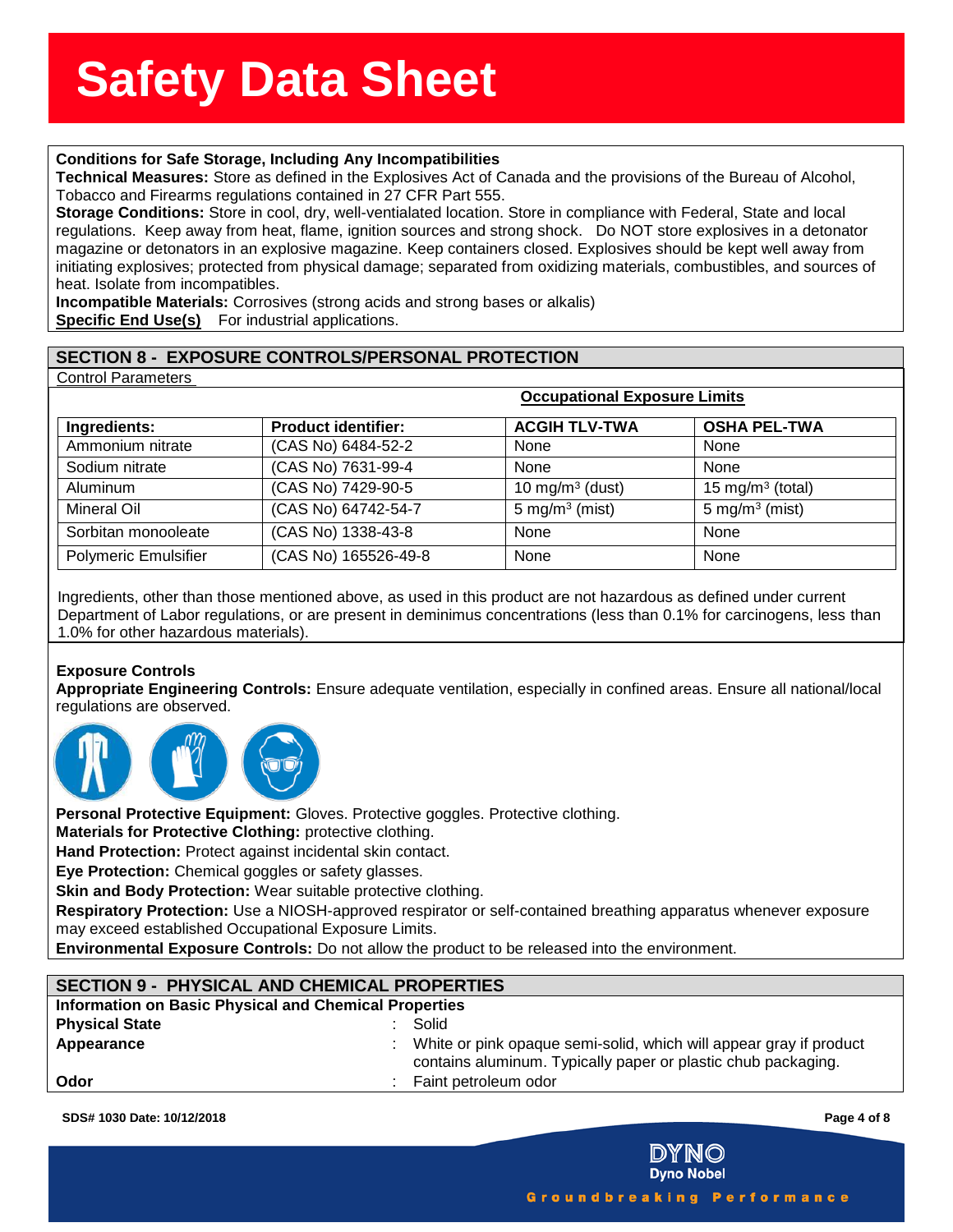**Conditions for Safe Storage, Including Any Incompatibilities**

**Technical Measures:** Store as defined in the Explosives Act of Canada and the provisions of the Bureau of Alcohol, Tobacco and Firearms regulations contained in 27 CFR Part 555.

**Storage Conditions:** Store in cool, dry, well-ventialated location. Store in compliance with Federal, State and local regulations. Keep away from heat, flame, ignition sources and strong shock. Do NOT store explosives in a detonator magazine or detonators in an explosive magazine. Keep containers closed. Explosives should be kept well away from initiating explosives; protected from physical damage; separated from oxidizing materials, combustibles, and sources of heat. Isolate from incompatibles.

**Incompatible Materials:** Corrosives (strong acids and strong bases or alkalis)

**Specific End Use(s)** For industrial applications.

## SECTION 8 - EXPOSURE CONTROLS/PERSONAL PROTECTION

Control Parameters

| Ingredients: | Product identifier: | Occupational Exposure Limits ACGIH TLV-TWA | Occupational Exposure Limits OSHA PEL-TWA |
|---|---|---|---|
| Ammonium nitrate | (CAS No) 6484-52-2 | None | None |
| Sodium nitrate | (CAS No) 7631-99-4 | None | None |
| Aluminum | (CAS No) 7429-90-5 | 10 mg/m$^3$ (dust) | 15 mg/m$^3$ (total) |
| Mineral Oil | (CAS No) 64742-54-7 | 5 mg/m$^3$ (mist) | 5 mg/m$^3$ (mist) |
| Sorbitan monooleate | (CAS No) 1338-43-8 | None | None |
| Polymeric Emulsifier | (CAS No) 165526-49-8 | None | None |

Ingredients, other than those mentioned above, as used in this product are not hazardous as defined under current Department of Labor regulations, or are present in deminimus concentrations (less than 0.1% for carcinogens, less than 1.0% for other hazardous materials).

**Exposure Controls**

**Appropriate Engineering Controls:** Ensure adequate ventilation, especially in confined areas. Ensure all national/local regulations are observed.

**Personal Protective Equipment:** Gloves. Protective goggles. Protective clothing.

**Materials for Protective Clothing:** protective clothing.

**Hand Protection:** Protect against incidental skin contact.

**Eye Protection:** Chemical goggles or safety glasses.

**Skin and Body Protection:** Wear suitable protective clothing.

**Respiratory Protection:** Use a NIOSH-approved respirator or self-contained breathing apparatus whenever exposure may exceed established Occupational Exposure Limits.

**Environmental Exposure Controls:** Do not allow the product to be released into the environment.

## SECTION 9 - PHYSICAL AND CHEMICAL PROPERTIES

**Information on Basic Physical and Chemical Properties**

**Physical State** : Solid

**Appearance** : White or pink opaque semi-solid, which will appear gray if product contains aluminum. Typically paper or plastic chub packaging.

**Odor** : Faint petroleum odor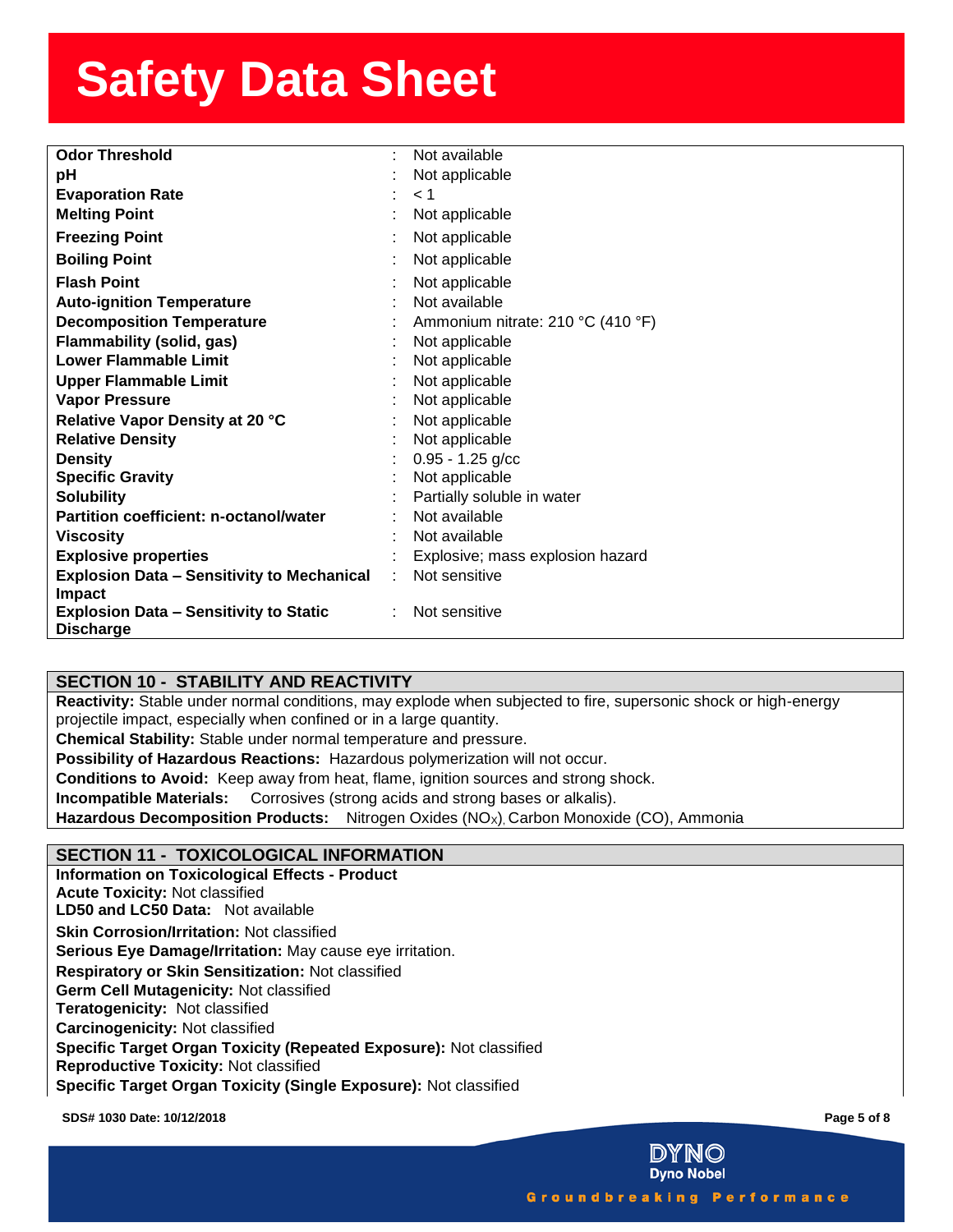| Property | Value |
|---|---|
| **Odor Threshold** | Not available |
| **pH** | Not applicable |
| **Evaporation Rate** | < 1 |
| **Melting Point** | Not applicable |
| **Freezing Point** | Not applicable |
| **Boiling Point** | Not applicable |
| **Flash Point** | Not applicable |
| **Auto-ignition Temperature** | Not available |
| **Decomposition Temperature** | Ammonium nitrate: 210 °C (410 °F) |
| **Flammability (solid, gas)** | Not applicable |
| **Lower Flammable Limit** | Not applicable |
| **Upper Flammable Limit** | Not applicable |
| **Vapor Pressure** | Not applicable |
| **Relative Vapor Density at 20 °C** | Not applicable |
| **Relative Density** | Not applicable |
| **Density** | 0.95 - 1.25 g/cc |
| **Specific Gravity** | Not applicable |
| **Solubility** | Partially soluble in water |
| **Partition coefficient: n-octanol/water** | Not available |
| **Viscosity** | Not available |
| **Explosive properties** | Explosive; mass explosion hazard |
| **Explosion Data – Sensitivity to Mechanical Impact** | Not sensitive |
| **Explosion Data – Sensitivity to Static Discharge** | Not sensitive |

## SECTION 10 - STABILITY AND REACTIVITY

**Reactivity:** Stable under normal conditions, may explode when subjected to fire, supersonic shock or high-energy projectile impact, especially when confined or in a large quantity.

**Chemical Stability:** Stable under normal temperature and pressure.

**Possibility of Hazardous Reactions:** Hazardous polymerization will not occur.

**Conditions to Avoid:** Keep away from heat, flame, ignition sources and strong shock.

**Incompatible Materials:** Corrosives (strong acids and strong bases or alkalis).

**Hazardous Decomposition Products:** Nitrogen Oxides ($NO_X$), Carbon Monoxide (CO), Ammonia

## SECTION 11 - TOXICOLOGICAL INFORMATION

**Information on Toxicological Effects - Product**

**Acute Toxicity:** Not classified

**LD50 and LC50 Data:** Not available

**Skin Corrosion/Irritation:** Not classified

**Serious Eye Damage/Irritation:** May cause eye irritation.

**Respiratory or Skin Sensitization:** Not classified

**Germ Cell Mutagenicity:** Not classified

**Teratogenicity:** Not classified

**Carcinogenicity:** Not classified

**Specific Target Organ Toxicity (Repeated Exposure):** Not classified

**Reproductive Toxicity:** Not classified

**Specific Target Organ Toxicity (Single Exposure):** Not classified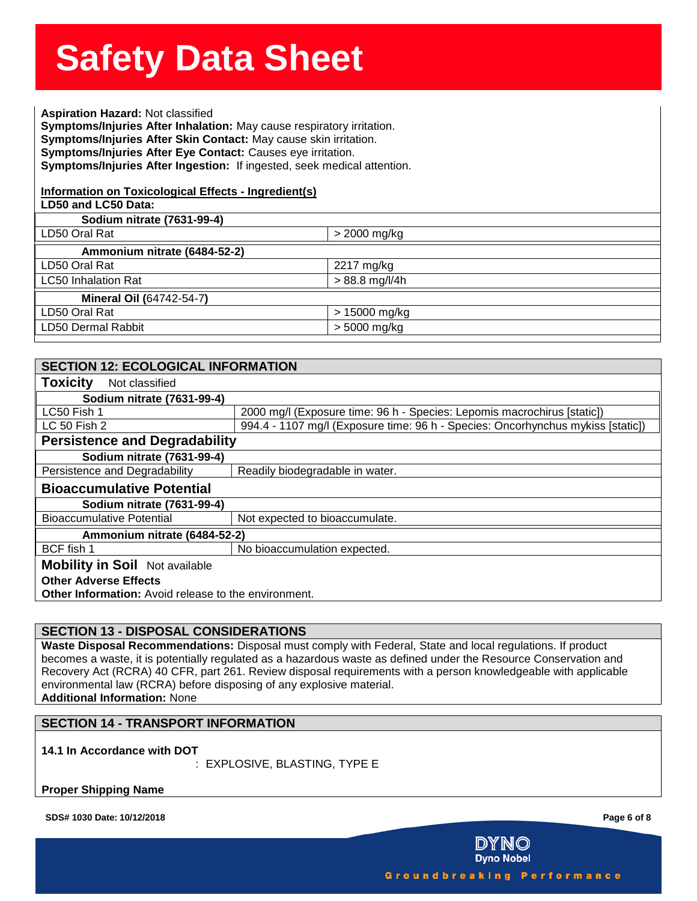**Aspiration Hazard:** Not classified
**Symptoms/Injuries After Inhalation:** May cause respiratory irritation.
**Symptoms/Injuries After Skin Contact:** May cause skin irritation.
**Symptoms/Injuries After Eye Contact:** Causes eye irritation.
**Symptoms/Injuries After Ingestion:** If ingested, seek medical attention.

**Information on Toxicological Effects - Ingredient(s)**

**LD50 and LC50 Data:**

| **Sodium nitrate (7631-99-4)** | |
|---|---|
| LD50 Oral Rat | > 2000 mg/kg |
| **Ammonium nitrate (6484-52-2)** | |
| LD50 Oral Rat | 2217 mg/kg |
| LC50 Inhalation Rat | > 88.8 mg/l/4h |
| **Mineral Oil (64742-54-7)** | |
| LD50 Oral Rat | > 15000 mg/kg |
| LD50 Dermal Rabbit | > 5000 mg/kg |

## SECTION 12: ECOLOGICAL INFORMATION

**Toxicity** Not classified

| **Sodium nitrate (7631-99-4)** | |
|---|---|
| LC50 Fish 1 | 2000 mg/l (Exposure time: 96 h - Species: Lepomis macrochirus [static]) |
| LC 50 Fish 2 | 994.4 - 1107 mg/l (Exposure time: 96 h - Species: Oncorhynchus mykiss [static]) |

**Persistence and Degradability**

| **Sodium nitrate (7631-99-4)** | |
|---|---|
| Persistence and Degradability | Readily biodegradable in water. |

**Bioaccumulative Potential**

| **Sodium nitrate (7631-99-4)** | |
|---|---|
| Bioaccumulative Potential | Not expected to bioaccumulate. |
| **Ammonium nitrate (6484-52-2)** | |
| BCF fish 1 | No bioaccumulation expected. |

**Mobility in Soil** Not available

**Other Adverse Effects**

**Other Information:** Avoid release to the environment.

## SECTION 13 - DISPOSAL CONSIDERATIONS

**Waste Disposal Recommendations:** Disposal must comply with Federal, State and local regulations. If product becomes a waste, it is potentially regulated as a hazardous waste as defined under the Resource Conservation and Recovery Act (RCRA) 40 CFR, part 261. Review disposal requirements with a person knowledgeable with applicable environmental law (RCRA) before disposing of any explosive material.
**Additional Information:** None

## SECTION 14 - TRANSPORT INFORMATION

**14.1 In Accordance with DOT**

: EXPLOSIVE, BLASTING, TYPE E

**Proper Shipping Name**

SDS# 1030 Date: 10/12/2018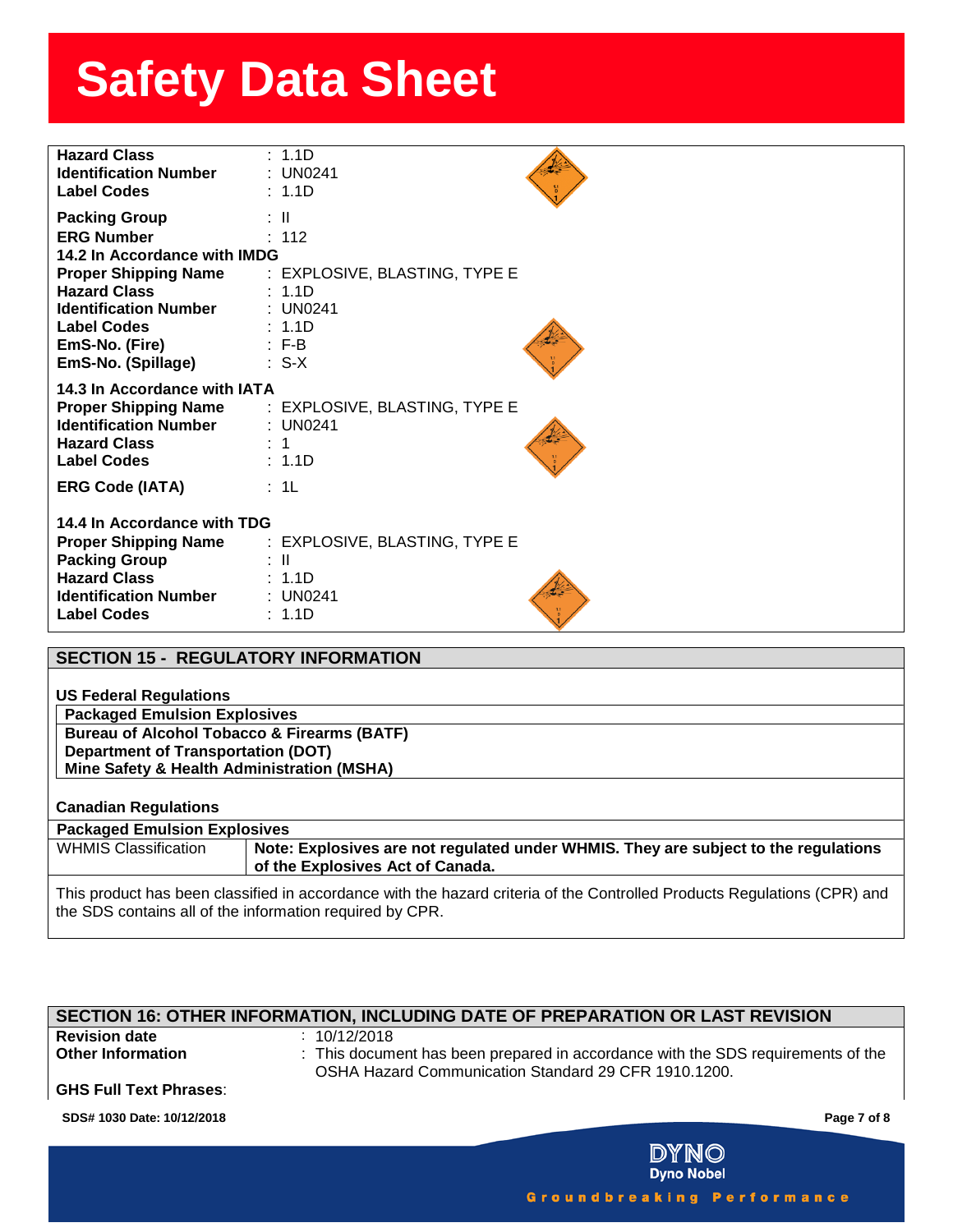# Safety Data Sheet

**Hazard Class** : 1.1D
**Identification Number** : UN0241
**Label Codes** : 1.1D

**Packing Group** : II
**ERG Number** : 112

**14.2 In Accordance with IMDG**

**Proper Shipping Name** : EXPLOSIVE, BLASTING, TYPE E
**Hazard Class** : 1.1D
**Identification Number** : UN0241
**Label Codes** : 1.1D
**EmS-No. (Fire)** : F-B
**EmS-No. (Spillage)** : S-X

**14.3 In Accordance with IATA**

**Proper Shipping Name** : EXPLOSIVE, BLASTING, TYPE E
**Identification Number** : UN0241
**Hazard Class** : 1
**Label Codes** : 1.1D

**ERG Code (IATA)** : 1L

**14.4 In Accordance with TDG**

**Proper Shipping Name** : EXPLOSIVE, BLASTING, TYPE E
**Packing Group** : II
**Hazard Class** : 1.1D
**Identification Number** : UN0241
**Label Codes** : 1.1D

## SECTION 15 - REGULATORY INFORMATION

**US Federal Regulations**

| **Packaged Emulsion Explosives** |
|---|
| **Bureau of Alcohol Tobacco & Firearms (BATF)**<br>**Department of Transportation (DOT)**<br>**Mine Safety & Health Administration (MSHA)** |

**Canadian Regulations**

| **Packaged Emulsion Explosives** | |
|---|---|
| WHMIS Classification | **Note: Explosives are not regulated under WHMIS. They are subject to the regulations of the Explosives Act of Canada.** |

This product has been classified in accordance with the hazard criteria of the Controlled Products Regulations (CPR) and the SDS contains all of the information required by CPR.

## SECTION 16: OTHER INFORMATION, INCLUDING DATE OF PREPARATION OR LAST REVISION

**Revision date** : 10/12/2018
**Other Information** : This document has been prepared in accordance with the SDS requirements of the OSHA Hazard Communication Standard 29 CFR 1910.1200.

**GHS Full Text Phrases**: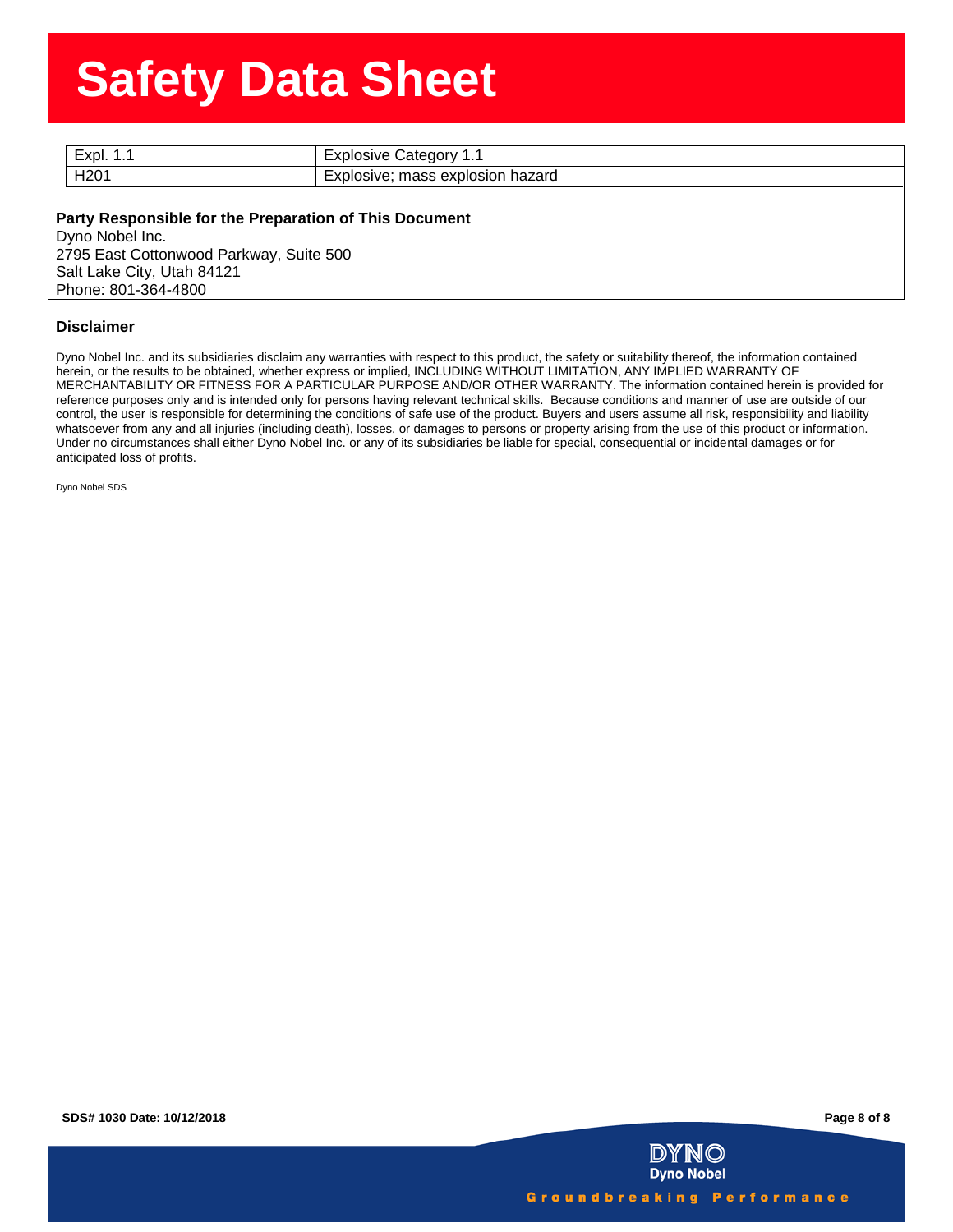| | |
|---|---|
| Expl. 1.1 | Explosive Category 1.1 |
| H201 | Explosive; mass explosion hazard |

**Party Responsible for the Preparation of This Document**

Dyno Nobel Inc.
2795 East Cottonwood Parkway, Suite 500
Salt Lake City, Utah 84121
Phone: 801-364-4800

### Disclaimer

Dyno Nobel Inc. and its subsidiaries disclaim any warranties with respect to this product, the safety or suitability thereof, the information contained herein, or the results to be obtained, whether express or implied, INCLUDING WITHOUT LIMITATION, ANY IMPLIED WARRANTY OF MERCHANTABILITY OR FITNESS FOR A PARTICULAR PURPOSE AND/OR OTHER WARRANTY. The information contained herein is provided for reference purposes only and is intended only for persons having relevant technical skills. Because conditions and manner of use are outside of our control, the user is responsible for determining the conditions of safe use of the product. Buyers and users assume all risk, responsibility and liability whatsoever from any and all injuries (including death), losses, or damages to persons or property arising from the use of this product or information. Under no circumstances shall either Dyno Nobel Inc. or any of its subsidiaries be liable for special, consequential or incidental damages or for anticipated loss of profits.

Dyno Nobel SDS